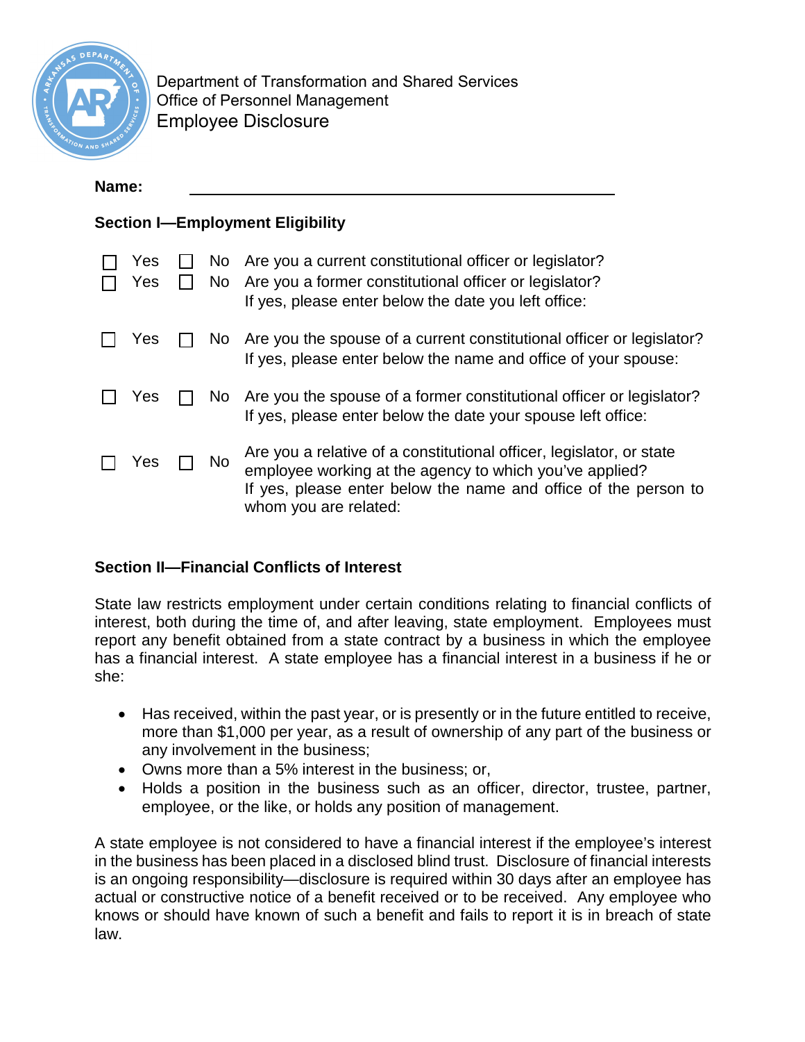Department of Transformation and Shared Services
Office of Personnel Management
Employee Disclosure

**Name:** \_\_\_\_\_\_\_\_\_\_\_\_\_\_\_\_\_\_\_\_\_\_\_\_\_\_\_\_\_\_\_\_\_\_\_\_\_\_\_\_

### Section I—Employment Eligibility

☐ Yes ☐ No Are you a current constitutional officer or legislator?

☐ Yes ☐ No Are you a former constitutional officer or legislator?
If yes, please enter below the date you left office:

☐ Yes ☐ No Are you the spouse of a current constitutional officer or legislator?
If yes, please enter below the name and office of your spouse:

☐ Yes ☐ No Are you the spouse of a former constitutional officer or legislator?
If yes, please enter below the date your spouse left office:

☐ Yes ☐ No Are you a relative of a constitutional officer, legislator, or state employee working at the agency to which you've applied?
If yes, please enter below the name and office of the person to whom you are related:

### Section II—Financial Conflicts of Interest

State law restricts employment under certain conditions relating to financial conflicts of interest, both during the time of, and after leaving, state employment. Employees must report any benefit obtained from a state contract by a business in which the employee has a financial interest. A state employee has a financial interest in a business if he or she:

- Has received, within the past year, or is presently or in the future entitled to receive, more than $1,000 per year, as a result of ownership of any part of the business or any involvement in the business;
- Owns more than a 5% interest in the business; or,
- Holds a position in the business such as an officer, director, trustee, partner, employee, or the like, or holds any position of management.

A state employee is not considered to have a financial interest if the employee's interest in the business has been placed in a disclosed blind trust. Disclosure of financial interests is an ongoing responsibility—disclosure is required within 30 days after an employee has actual or constructive notice of a benefit received or to be received. Any employee who knows or should have known of such a benefit and fails to report it is in breach of state law.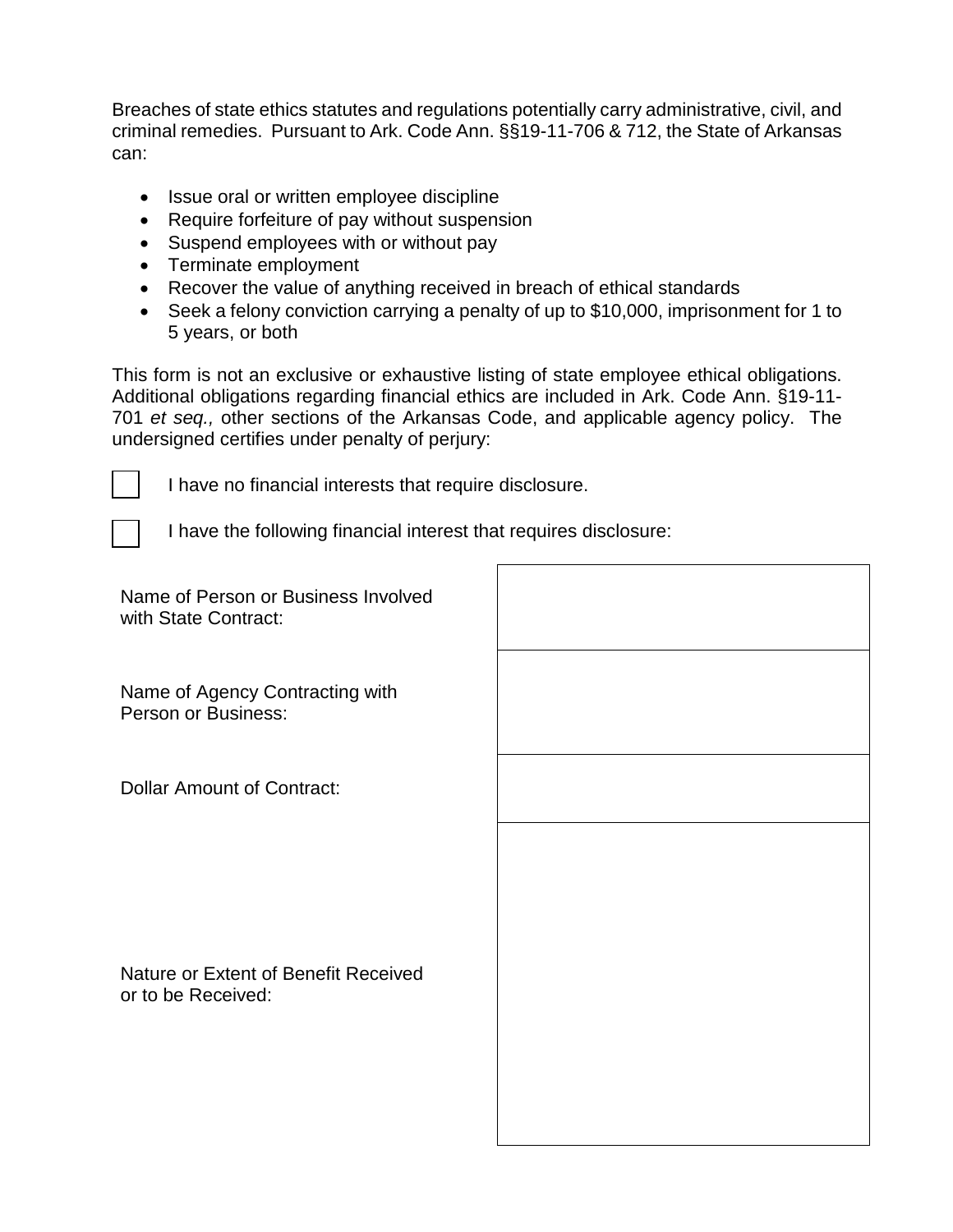Breaches of state ethics statutes and regulations potentially carry administrative, civil, and criminal remedies. Pursuant to Ark. Code Ann. §§19-11-706 & 712, the State of Arkansas can:

- Issue oral or written employee discipline
- Require forfeiture of pay without suspension
- Suspend employees with or without pay
- Terminate employment
- Recover the value of anything received in breach of ethical standards
- Seek a felony conviction carrying a penalty of up to $10,000, imprisonment for 1 to 5 years, or both

This form is not an exclusive or exhaustive listing of state employee ethical obligations. Additional obligations regarding financial ethics are included in Ark. Code Ann. §19-11-701 *et seq.,* other sections of the Arkansas Code, and applicable agency policy. The undersigned certifies under penalty of perjury:

☐ I have no financial interests that require disclosure.

☐ I have the following financial interest that requires disclosure:

| | |
|---|---|
| Name of Person or Business Involved with State Contract: | |
| Name of Agency Contracting with Person or Business: | |
| Dollar Amount of Contract: | |
| Nature or Extent of Benefit Received or to be Received: | |